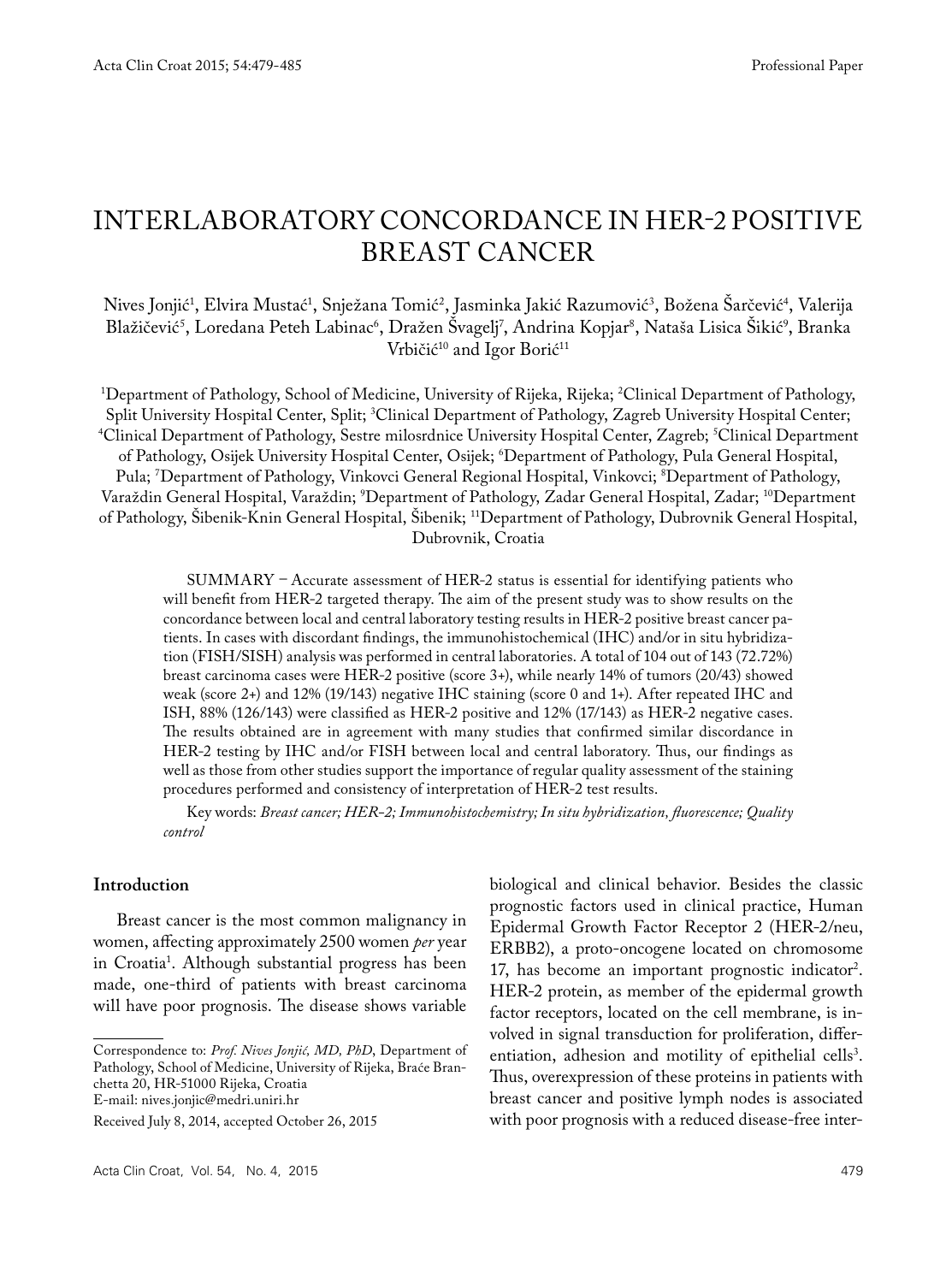Professional Paper

# INTERLABORATORY CONCORDANCE IN HER-2 POSITIVE BREAST CANCER

Nives Jonjić[1], Elvira Mustać[1], Snježana Tomić[2], Jasminka Jakić Razumović[3], Božena Šarčević[4], Valerija Blažičević[5], Loredana Peteh Labinac[6], Dražen Švagelj[7], Andrina Kopjar[8], Nataša Lisica Šikić[9], Branka Vrbičić[10] and Igor Borić[11]

[1]Department of Pathology, School of Medicine, University of Rijeka, Rijeka; [2]Clinical Department of Pathology, Split University Hospital Center, Split; [3]Clinical Department of Pathology, Zagreb University Hospital Center; [4]Clinical Department of Pathology, Sestre milosrdnice University Hospital Center, Zagreb; [5]Clinical Department of Pathology, Osijek University Hospital Center, Osijek; [6]Department of Pathology, Pula General Hospital, Pula; [7]Department of Pathology, Vinkovci General Regional Hospital, Vinkovci; [8]Department of Pathology, Varaždin General Hospital, Varaždin; [9]Department of Pathology, Zadar General Hospital, Zadar; [10]Department of Pathology, Šibenik-Knin General Hospital, Šibenik; [11]Department of Pathology, Dubrovnik General Hospital, Dubrovnik, Croatia

SUMMARY – Accurate assessment of HER-2 status is essential for identifying patients who will benefit from HER-2 targeted therapy. The aim of the present study was to show results on the concordance between local and central laboratory testing results in HER-2 positive breast cancer patients. In cases with discordant findings, the immunohistochemical (IHC) and/or in situ hybridization (FISH/SISH) analysis was performed in central laboratories. A total of 104 out of 143 (72.72%) breast carcinoma cases were HER-2 positive (score 3+), while nearly 14% of tumors (20/43) showed weak (score 2+) and 12% (19/143) negative IHC staining (score 0 and 1+). After repeated IHC and ISH, 88% (126/143) were classified as HER-2 positive and 12% (17/143) as HER-2 negative cases. The results obtained are in agreement with many studies that confirmed similar discordance in HER-2 testing by IHC and/or FISH between local and central laboratory. Thus, our findings as well as those from other studies support the importance of regular quality assessment of the staining procedures performed and consistency of interpretation of HER-2 test results.

Key words: *Breast cancer; HER-2; Immunohistochemistry; In situ hybridization, fluorescence; Quality control*

## Introduction

Breast cancer is the most common malignancy in women, affecting approximately 2500 women *per* year in Croatia[1]. Although substantial progress has been made, one-third of patients with breast carcinoma will have poor prognosis. The disease shows variable biological and clinical behavior. Besides the classic prognostic factors used in clinical practice, Human Epidermal Growth Factor Receptor 2 (HER-2/neu, ERBB2), a proto-oncogene located on chromosome 17, has become an important prognostic indicator[2]. HER-2 protein, as member of the epidermal growth factor receptors, located on the cell membrane, is involved in signal transduction for proliferation, differentiation, adhesion and motility of epithelial cells[3]. Thus, overexpression of these proteins in patients with breast cancer and positive lymph nodes is associated with poor prognosis with a reduced disease-free inter-

Correspondence to: *Prof. Nives Jonjić, MD, PhD*, Department of Pathology, School of Medicine, University of Rijeka, Braće Branchetta 20, HR-51000 Rijeka, Croatia
E-mail: nives.jonjic@medri.uniri.hr

Received July 8, 2014, accepted October 26, 2015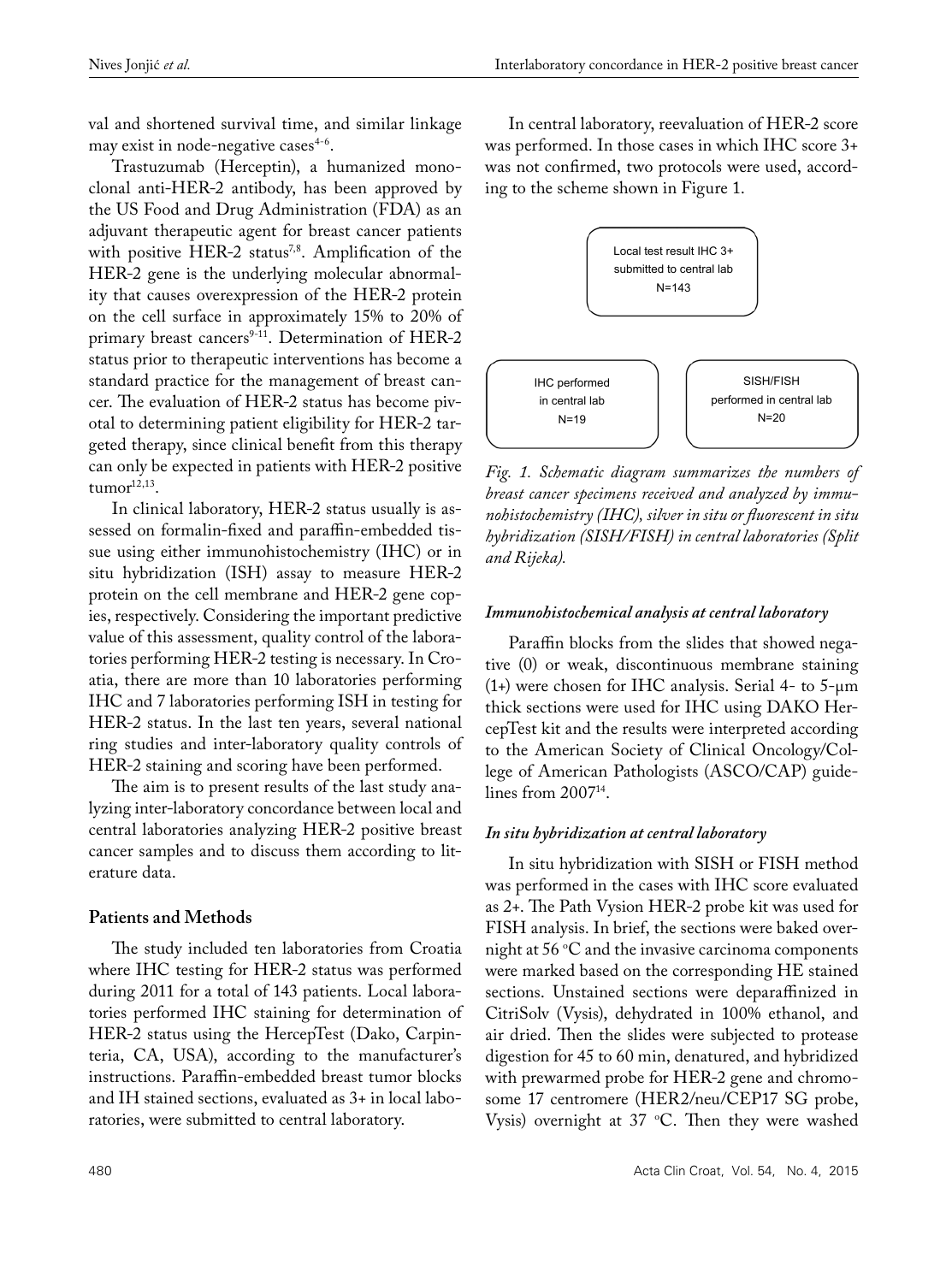val and shortened survival time, and similar linkage may exist in node-negative cases[4-6].

Trastuzumab (Herceptin), a humanized monoclonal anti-HER-2 antibody, has been approved by the US Food and Drug Administration (FDA) as an adjuvant therapeutic agent for breast cancer patients with positive HER-2 status[7,8]. Amplification of the HER-2 gene is the underlying molecular abnormality that causes overexpression of the HER-2 protein on the cell surface in approximately 15% to 20% of primary breast cancers[9-11]. Determination of HER-2 status prior to therapeutic interventions has become a standard practice for the management of breast cancer. The evaluation of HER-2 status has become pivotal to determining patient eligibility for HER-2 targeted therapy, since clinical benefit from this therapy can only be expected in patients with HER-2 positive tumor[12,13].

In clinical laboratory, HER-2 status usually is assessed on formalin-fixed and paraffin-embedded tissue using either immunohistochemistry (IHC) or in situ hybridization (ISH) assay to measure HER-2 protein on the cell membrane and HER-2 gene copies, respectively. Considering the important predictive value of this assessment, quality control of the laboratories performing HER-2 testing is necessary. In Croatia, there are more than 10 laboratories performing IHC and 7 laboratories performing ISH in testing for HER-2 status. In the last ten years, several national ring studies and inter-laboratory quality controls of HER-2 staining and scoring have been performed.

The aim is to present results of the last study analyzing inter-laboratory concordance between local and central laboratories analyzing HER-2 positive breast cancer samples and to discuss them according to literature data.

## Patients and Methods

The study included ten laboratories from Croatia where IHC testing for HER-2 status was performed during 2011 for a total of 143 patients. Local laboratories performed IHC staining for determination of HER-2 status using the HercepTest (Dako, Carpinteria, CA, USA), according to the manufacturer's instructions. Paraffin-embedded breast tumor blocks and IH stained sections, evaluated as 3+ in local laboratories, were submitted to central laboratory.

In central laboratory, reevaluation of HER-2 score was performed. In those cases in which IHC score 3+ was not confirmed, two protocols were used, according to the scheme shown in Figure 1.

Local test result IHC 3+ submitted to central lab N=143

IHC performed in central lab N=19

SISH/FISH performed in central lab N=20

*Fig. 1. Schematic diagram summarizes the numbers of breast cancer specimens received and analyzed by immunohistochemistry (IHC), silver in situ or fluorescent in situ hybridization (SISH/FISH) in central laboratories (Split and Rijeka).*

### *Immunohistochemical analysis at central laboratory*

Paraffin blocks from the slides that showed negative (0) or weak, discontinuous membrane staining (1+) were chosen for IHC analysis. Serial 4- to 5-µm thick sections were used for IHC using DAKO HercepTest kit and the results were interpreted according to the American Society of Clinical Oncology/College of American Pathologists (ASCO/CAP) guidelines from 2007[14].

### *In situ hybridization at central laboratory*

In situ hybridization with SISH or FISH method was performed in the cases with IHC score evaluated as 2+. The Path Vysion HER-2 probe kit was used for FISH analysis. In brief, the sections were baked overnight at 56 °C and the invasive carcinoma components were marked based on the corresponding HE stained sections. Unstained sections were deparaffinized in CitriSolv (Vysis), dehydrated in 100% ethanol, and air dried. Then the slides were subjected to protease digestion for 45 to 60 min, denatured, and hybridized with prewarmed probe for HER-2 gene and chromosome 17 centromere (HER2/neu/CEP17 SG probe, Vysis) overnight at 37 °C. Then they were washed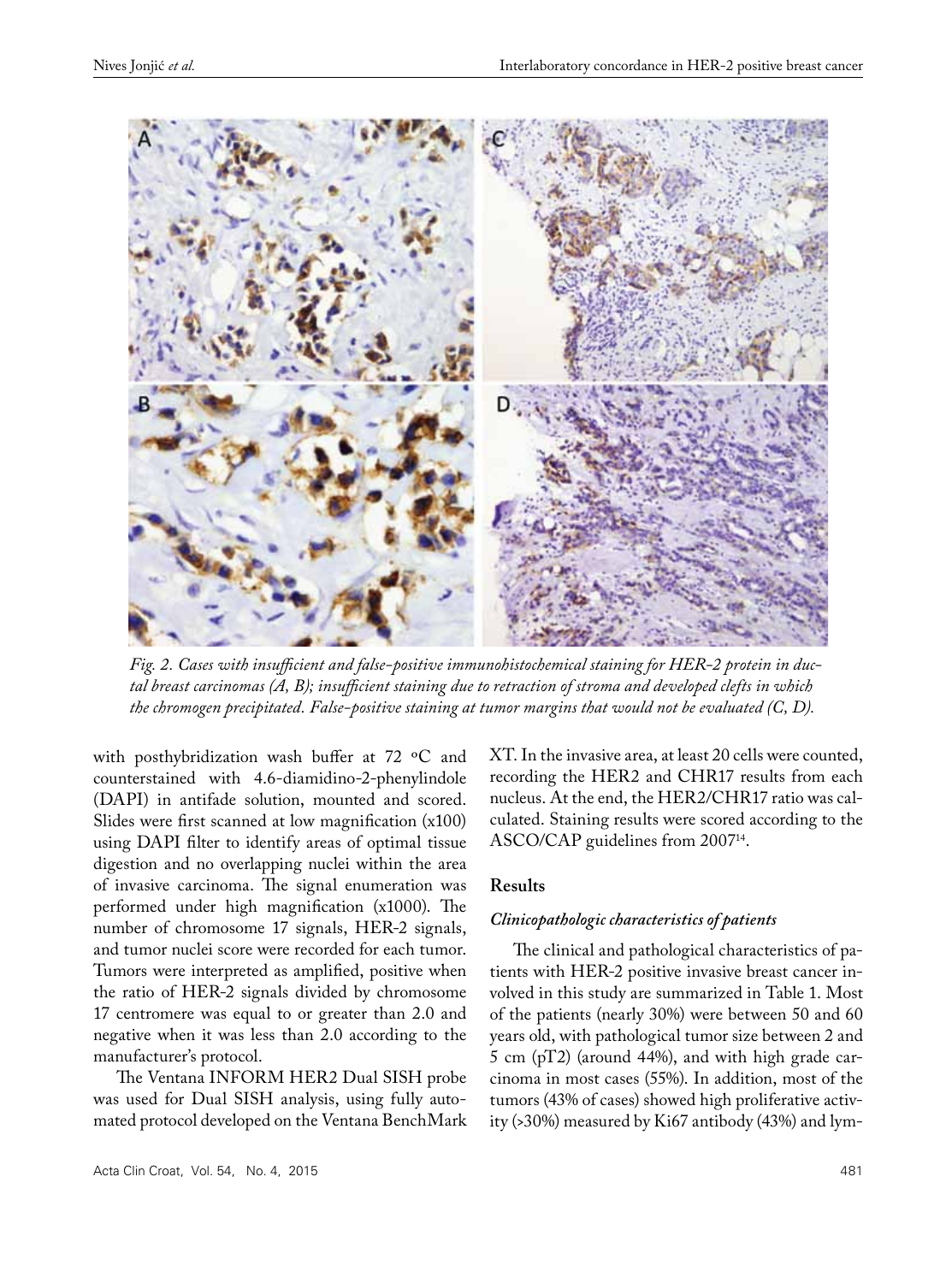*Fig. 2. Cases with insufficient and false-positive immunohistochemical staining for HER-2 protein in ductal breast carcinomas (A, B); insufficient staining due to retraction of stroma and developed clefts in which the chromogen precipitated. False-positive staining at tumor margins that would not be evaluated (C, D).*

with posthybridization wash buffer at 72 °C and counterstained with 4.6-diamidino-2-phenylindole (DAPI) in antifade solution, mounted and scored. Slides were first scanned at low magnification (x100) using DAPI filter to identify areas of optimal tissue digestion and no overlapping nuclei within the area of invasive carcinoma. The signal enumeration was performed under high magnification (x1000). The number of chromosome 17 signals, HER-2 signals, and tumor nuclei score were recorded for each tumor. Tumors were interpreted as amplified, positive when the ratio of HER-2 signals divided by chromosome 17 centromere was equal to or greater than 2.0 and negative when it was less than 2.0 according to the manufacturer's protocol.

The Ventana INFORM HER2 Dual SISH probe was used for Dual SISH analysis, using fully automated protocol developed on the Ventana BenchMark XT. In the invasive area, at least 20 cells were counted, recording the HER2 and CHR17 results from each nucleus. At the end, the HER2/CHR17 ratio was calculated. Staining results were scored according to the ASCO/CAP guidelines from 2007[14].

## Results

### *Clinicopathologic characteristics of patients*

The clinical and pathological characteristics of patients with HER-2 positive invasive breast cancer involved in this study are summarized in Table 1. Most of the patients (nearly 30%) were between 50 and 60 years old, with pathological tumor size between 2 and 5 cm (pT2) (around 44%), and with high grade carcinoma in most cases (55%). In addition, most of the tumors (43% of cases) showed high proliferative activity (>30%) measured by Ki67 antibody (43%) and lym-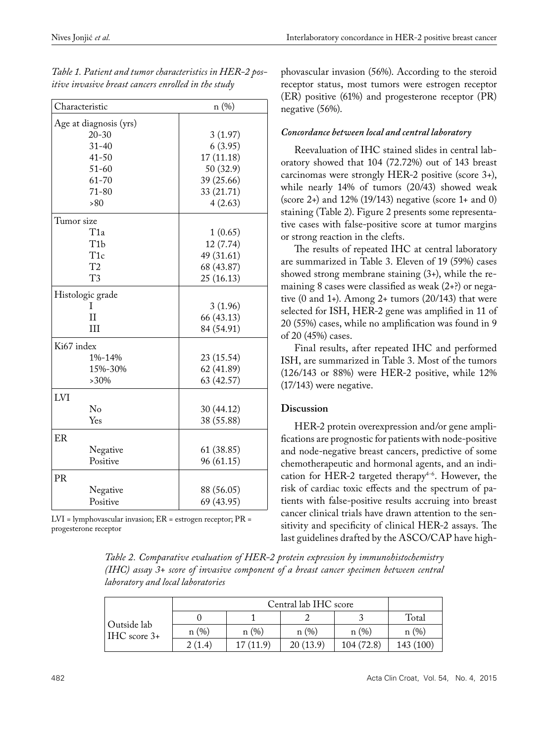*Table 1. Patient and tumor characteristics in HER-2 positive invasive breast cancers enrolled in the study*

| Characteristic | n (%) |
|---|---|
| Age at diagnosis (yrs) | |
| 20-30 | 3 (1.97) |
| 31-40 | 6 (3.95) |
| 41-50 | 17 (11.18) |
| 51-60 | 50 (32.9) |
| 61-70 | 39 (25.66) |
| 71-80 | 33 (21.71) |
| >80 | 4 (2.63) |
| Tumor size | |
| T1a | 1 (0.65) |
| T1b | 12 (7.74) |
| T1c | 49 (31.61) |
| T2 | 68 (43.87) |
| T3 | 25 (16.13) |
| Histologic grade | |
| I | 3 (1.96) |
| II | 66 (43.13) |
| III | 84 (54.91) |
| Ki67 index | |
| 1%-14% | 23 (15.54) |
| 15%-30% | 62 (41.89) |
| >30% | 63 (42.57) |
| LVI | |
| No | 30 (44.12) |
| Yes | 38 (55.88) |
| ER | |
| Negative | 61 (38.85) |
| Positive | 96 (61.15) |
| PR | |
| Negative | 88 (56.05) |
| Positive | 69 (43.95) |

LVI = lymphovascular invasion; ER = estrogen receptor; PR = progesterone receptor

phovascular invasion (56%). According to the steroid receptor status, most tumors were estrogen receptor (ER) positive (61%) and progesterone receptor (PR) negative (56%).

### *Concordance between local and central laboratory*

Reevaluation of IHC stained slides in central laboratory showed that 104 (72.72%) out of 143 breast carcinomas were strongly HER-2 positive (score 3+), while nearly 14% of tumors (20/43) showed weak (score 2+) and 12% (19/143) negative (score 1+ and 0) staining (Table 2). Figure 2 presents some representative cases with false-positive score at tumor margins or strong reaction in the clefts.

The results of repeated IHC at central laboratory are summarized in Table 3. Eleven of 19 (59%) cases showed strong membrane staining (3+), while the remaining 8 cases were classified as weak (2+?) or negative (0 and 1+). Among 2+ tumors (20/143) that were selected for ISH, HER-2 gene was amplified in 11 of 20 (55%) cases, while no amplification was found in 9 of 20 (45%) cases.

Final results, after repeated IHC and performed ISH, are summarized in Table 3. Most of the tumors (126/143 or 88%) were HER-2 positive, while 12% (17/143) were negative.

## Discussion

HER-2 protein overexpression and/or gene amplifications are prognostic for patients with node-positive and node-negative breast cancers, predictive of some chemotherapeutic and hormonal agents, and an indication for HER-2 targeted therapy[4-6]. However, the risk of cardiac toxic effects and the spectrum of patients with false-positive results accruing into breast cancer clinical trials have drawn attention to the sensitivity and specificity of clinical HER-2 assays. The last guidelines drafted by the ASCO/CAP have high-

*Table 2. Comparative evaluation of HER-2 protein expression by immunohistochemistry (IHC) assay 3+ score of invasive component of a breast cancer specimen between central laboratory and local laboratories*

| | Central lab IHC score | | | | |
|---|---|---|---|---|---|
| Outside lab IHC score 3+ | 0 | 1 | 2 | 3 | Total |
| | n (%) | n (%) | n (%) | n (%) | n (%) |
| | 2 (1.4) | 17 (11.9) | 20 (13.9) | 104 (72.8) | 143 (100) |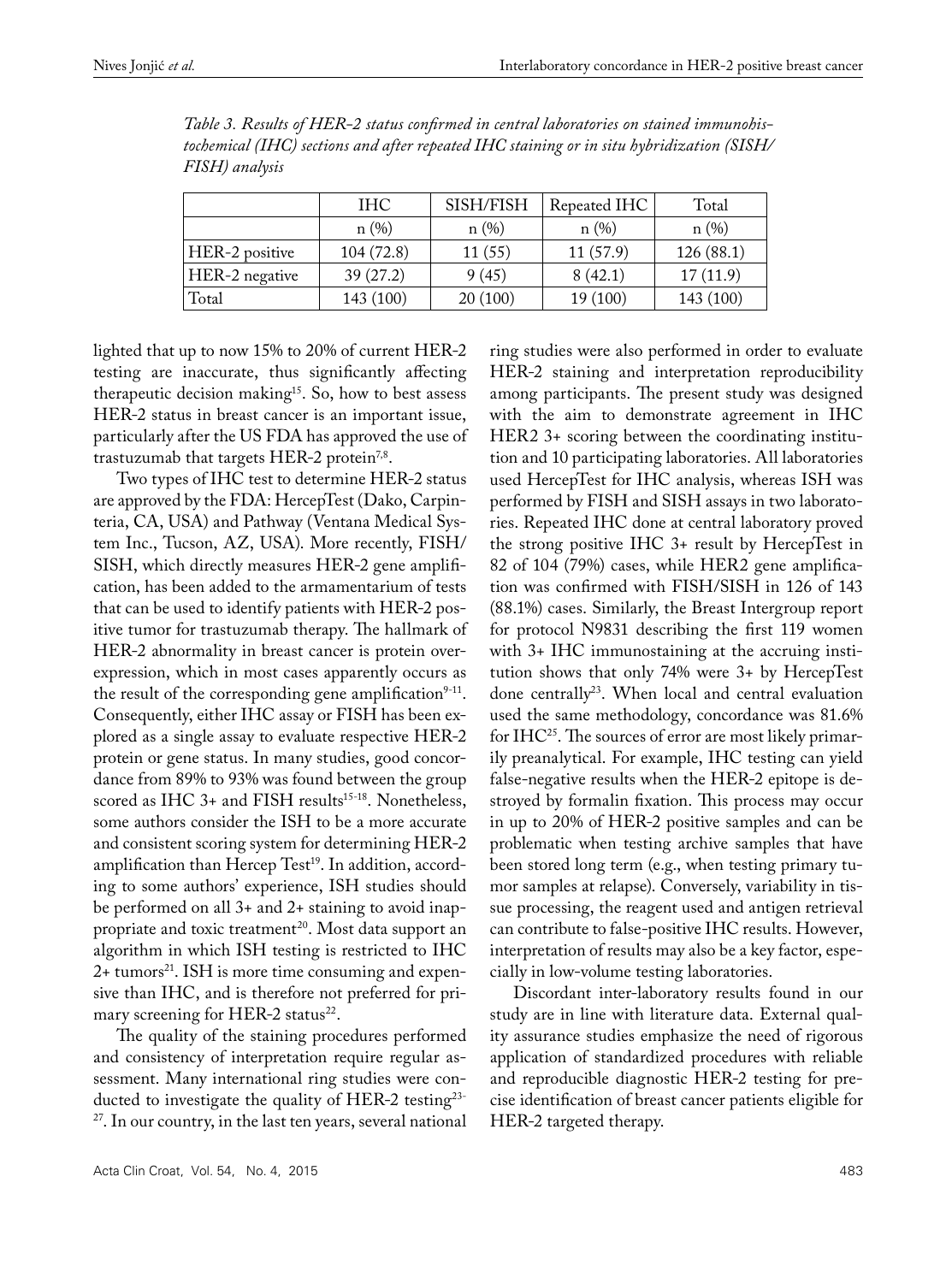*Table 3. Results of HER-2 status confirmed in central laboratories on stained immunohistochemical (IHC) sections and after repeated IHC staining or in situ hybridization (SISH/FISH) analysis*

| | IHC | SISH/FISH | Repeated IHC | Total |
|---|---|---|---|---|
| | n (%) | n (%) | n (%) | n (%) |
| HER-2 positive | 104 (72.8) | 11 (55) | 11 (57.9) | 126 (88.1) |
| HER-2 negative | 39 (27.2) | 9 (45) | 8 (42.1) | 17 (11.9) |
| Total | 143 (100) | 20 (100) | 19 (100) | 143 (100) |

lighted that up to now 15% to 20% of current HER-2 testing are inaccurate, thus significantly affecting therapeutic decision making[15]. So, how to best assess HER-2 status in breast cancer is an important issue, particularly after the US FDA has approved the use of trastuzumab that targets HER-2 protein[7,8].

Two types of IHC test to determine HER-2 status are approved by the FDA: HercepTest (Dako, Carpinteria, CA, USA) and Pathway (Ventana Medical System Inc., Tucson, AZ, USA). More recently, FISH/SISH, which directly measures HER-2 gene amplification, has been added to the armamentarium of tests that can be used to identify patients with HER-2 positive tumor for trastuzumab therapy. The hallmark of HER-2 abnormality in breast cancer is protein overexpression, which in most cases apparently occurs as the result of the corresponding gene amplification[9-11]. Consequently, either IHC assay or FISH has been explored as a single assay to evaluate respective HER-2 protein or gene status. In many studies, good concordance from 89% to 93% was found between the group scored as IHC 3+ and FISH results[15-18]. Nonetheless, some authors consider the ISH to be a more accurate and consistent scoring system for determining HER-2 amplification than Hercep Test[19]. In addition, according to some authors' experience, ISH studies should be performed on all 3+ and 2+ staining to avoid inappropriate and toxic treatment[20]. Most data support an algorithm in which ISH testing is restricted to IHC 2+ tumors[21]. ISH is more time consuming and expensive than IHC, and is therefore not preferred for primary screening for HER-2 status[22].

The quality of the staining procedures performed and consistency of interpretation require regular assessment. Many international ring studies were conducted to investigate the quality of HER-2 testing[23-27]. In our country, in the last ten years, several national ring studies were also performed in order to evaluate HER-2 staining and interpretation reproducibility among participants. The present study was designed with the aim to demonstrate agreement in IHC HER2 3+ scoring between the coordinating institution and 10 participating laboratories. All laboratories used HercepTest for IHC analysis, whereas ISH was performed by FISH and SISH assays in two laboratories. Repeated IHC done at central laboratory proved the strong positive IHC 3+ result by HercepTest in 82 of 104 (79%) cases, while HER2 gene amplification was confirmed with FISH/SISH in 126 of 143 (88.1%) cases. Similarly, the Breast Intergroup report for protocol N9831 describing the first 119 women with 3+ IHC immunostaining at the accruing institution shows that only 74% were 3+ by HercepTest done centrally[23]. When local and central evaluation used the same methodology, concordance was 81.6% for IHC[25]. The sources of error are most likely primarily preanalytical. For example, IHC testing can yield false-negative results when the HER-2 epitope is destroyed by formalin fixation. This process may occur in up to 20% of HER-2 positive samples and can be problematic when testing archive samples that have been stored long term (e.g., when testing primary tumor samples at relapse). Conversely, variability in tissue processing, the reagent used and antigen retrieval can contribute to false-positive IHC results. However, interpretation of results may also be a key factor, especially in low-volume testing laboratories.

Discordant inter-laboratory results found in our study are in line with literature data. External quality assurance studies emphasize the need of rigorous application of standardized procedures with reliable and reproducible diagnostic HER-2 testing for precise identification of breast cancer patients eligible for HER-2 targeted therapy.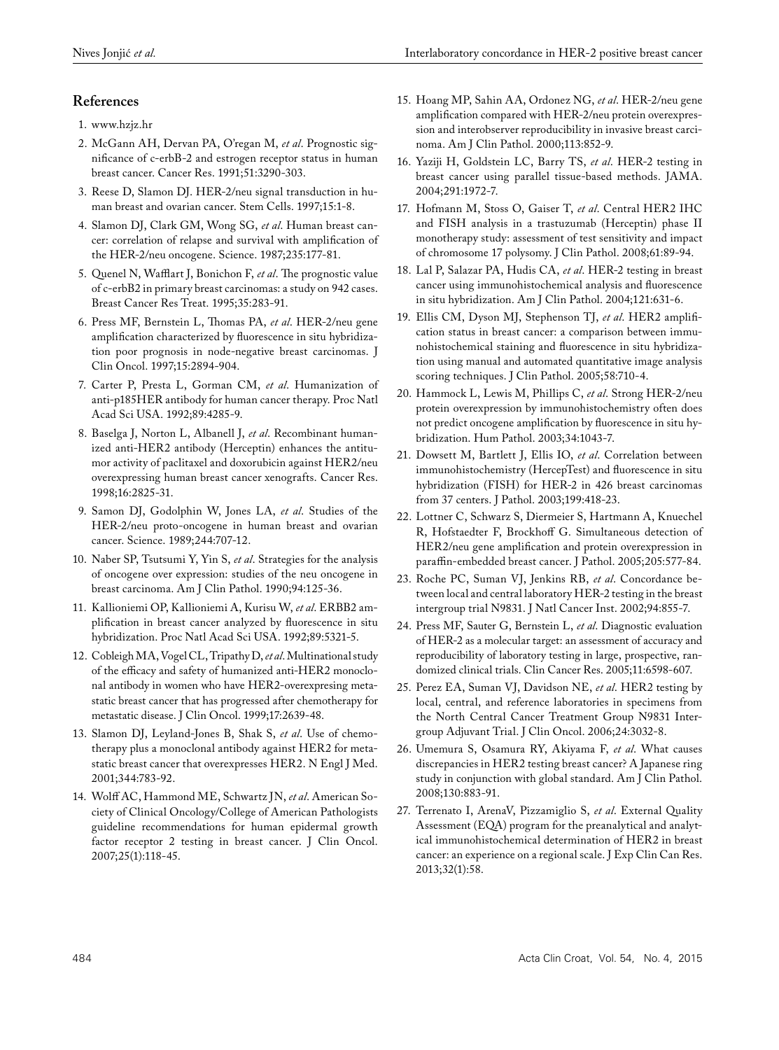## References

1. www.hzjz.hr
2. McGann AH, Dervan PA, O'regan M, *et al*. Prognostic significance of c-erbB-2 and estrogen receptor status in human breast cancer. Cancer Res. 1991;51:3290-303.
3. Reese D, Slamon DJ. HER-2/neu signal transduction in human breast and ovarian cancer. Stem Cells. 1997;15:1-8.
4. Slamon DJ, Clark GM, Wong SG, *et al*. Human breast cancer: correlation of relapse and survival with amplification of the HER-2/neu oncogene. Science. 1987;235:177-81.
5. Quenel N, Wafflart J, Bonichon F, *et al*. The prognostic value of c-erbB2 in primary breast carcinomas: a study on 942 cases. Breast Cancer Res Treat. 1995;35:283-91.
6. Press MF, Bernstein L, Thomas PA, *et al*. HER-2/neu gene amplification characterized by fluorescence in situ hybridization poor prognosis in node-negative breast carcinomas. J Clin Oncol. 1997;15:2894-904.
7. Carter P, Presta L, Gorman CM, *et al*. Humanization of anti-p185HER antibody for human cancer therapy. Proc Natl Acad Sci USA. 1992;89:4285-9.
8. Baselga J, Norton L, Albanell J, *et al*. Recombinant humanized anti-HER2 antibody (Herceptin) enhances the antitumor activity of paclitaxel and doxorubicin against HER2/neu overexpressing human breast cancer xenografts. Cancer Res. 1998;16:2825-31.
9. Samon DJ, Godolphin W, Jones LA, *et al*. Studies of the HER-2/neu proto-oncogene in human breast and ovarian cancer. Science. 1989;244:707-12.
10. Naber SP, Tsutsumi Y, Yin S, *et al*. Strategies for the analysis of oncogene over expression: studies of the neu oncogene in breast carcinoma. Am J Clin Pathol. 1990;94:125-36.
11. Kallioniemi OP, Kallioniemi A, Kurisu W, *et al*. ERBB2 amplification in breast cancer analyzed by fluorescence in situ hybridization. Proc Natl Acad Sci USA. 1992;89:5321-5.
12. Cobleigh MA, Vogel CL, Tripathy D, *et al*. Multinational study of the efficacy and safety of humanized anti-HER2 monoclonal antibody in women who have HER2-overexpresing metastatic breast cancer that has progressed after chemotherapy for metastatic disease. J Clin Oncol. 1999;17:2639-48.
13. Slamon DJ, Leyland-Jones B, Shak S, *et al*. Use of chemotherapy plus a monoclonal antibody against HER2 for metastatic breast cancer that overexpresses HER2. N Engl J Med. 2001;344:783-92.
14. Wolff AC, Hammond ME, Schwartz JN, *et al*. American Society of Clinical Oncology/College of American Pathologists guideline recommendations for human epidermal growth factor receptor 2 testing in breast cancer. J Clin Oncol. 2007;25(1):118-45.
15. Hoang MP, Sahin AA, Ordonez NG, *et al*. HER-2/neu gene amplification compared with HER-2/neu protein overexpression and interobserver reproducibility in invasive breast carcinoma. Am J Clin Pathol. 2000;113:852-9.
16. Yaziji H, Goldstein LC, Barry TS, *et al*. HER-2 testing in breast cancer using parallel tissue-based methods. JAMA. 2004;291:1972-7.
17. Hofmann M, Stoss O, Gaiser T, *et al*. Central HER2 IHC and FISH analysis in a trastuzumab (Herceptin) phase II monotherapy study: assessment of test sensitivity and impact of chromosome 17 polysomy. J Clin Pathol. 2008;61:89-94.
18. Lal P, Salazar PA, Hudis CA, *et al*. HER-2 testing in breast cancer using immunohistochemical analysis and fluorescence in situ hybridization. Am J Clin Pathol. 2004;121:631-6.
19. Ellis CM, Dyson MJ, Stephenson TJ, *et al*. HER2 amplification status in breast cancer: a comparison between immunohistochemical staining and fluorescence in situ hybridization using manual and automated quantitative image analysis scoring techniques. J Clin Pathol. 2005;58:710-4.
20. Hammock L, Lewis M, Phillips C, *et al*. Strong HER-2/neu protein overexpression by immunohistochemistry often does not predict oncogene amplification by fluorescence in situ hybridization. Hum Pathol. 2003;34:1043-7.
21. Dowsett M, Bartlett J, Ellis IO, *et al*. Correlation between immunohistochemistry (HercepTest) and fluorescence in situ hybridization (FISH) for HER-2 in 426 breast carcinomas from 37 centers. J Pathol. 2003;199:418-23.
22. Lottner C, Schwarz S, Diermeier S, Hartmann A, Knuechel R, Hofstaedter F, Brockhoff G. Simultaneous detection of HER2/neu gene amplification and protein overexpression in paraffin-embedded breast cancer. J Pathol. 2005;205:577-84.
23. Roche PC, Suman VJ, Jenkins RB, *et al*. Concordance between local and central laboratory HER-2 testing in the breast intergroup trial N9831. J Natl Cancer Inst. 2002;94:855-7.
24. Press MF, Sauter G, Bernstein L, *et al*. Diagnostic evaluation of HER-2 as a molecular target: an assessment of accuracy and reproducibility of laboratory testing in large, prospective, randomized clinical trials. Clin Cancer Res. 2005;11:6598-607.
25. Perez EA, Suman VJ, Davidson NE, *et al*. HER2 testing by local, central, and reference laboratories in specimens from the North Central Cancer Treatment Group N9831 Intergroup Adjuvant Trial. J Clin Oncol. 2006;24:3032-8.
26. Umemura S, Osamura RY, Akiyama F, *et al*. What causes discrepancies in HER2 testing breast cancer? A Japanese ring study in conjunction with global standard. Am J Clin Pathol. 2008;130:883-91.
27. Terrenato I, ArenaV, Pizzamiglio S, *et al*. External Quality Assessment (EQA) program for the preanalytical and analytical immunohistochemical determination of HER2 in breast cancer: an experience on a regional scale. J Exp Clin Can Res. 2013;32(1):58.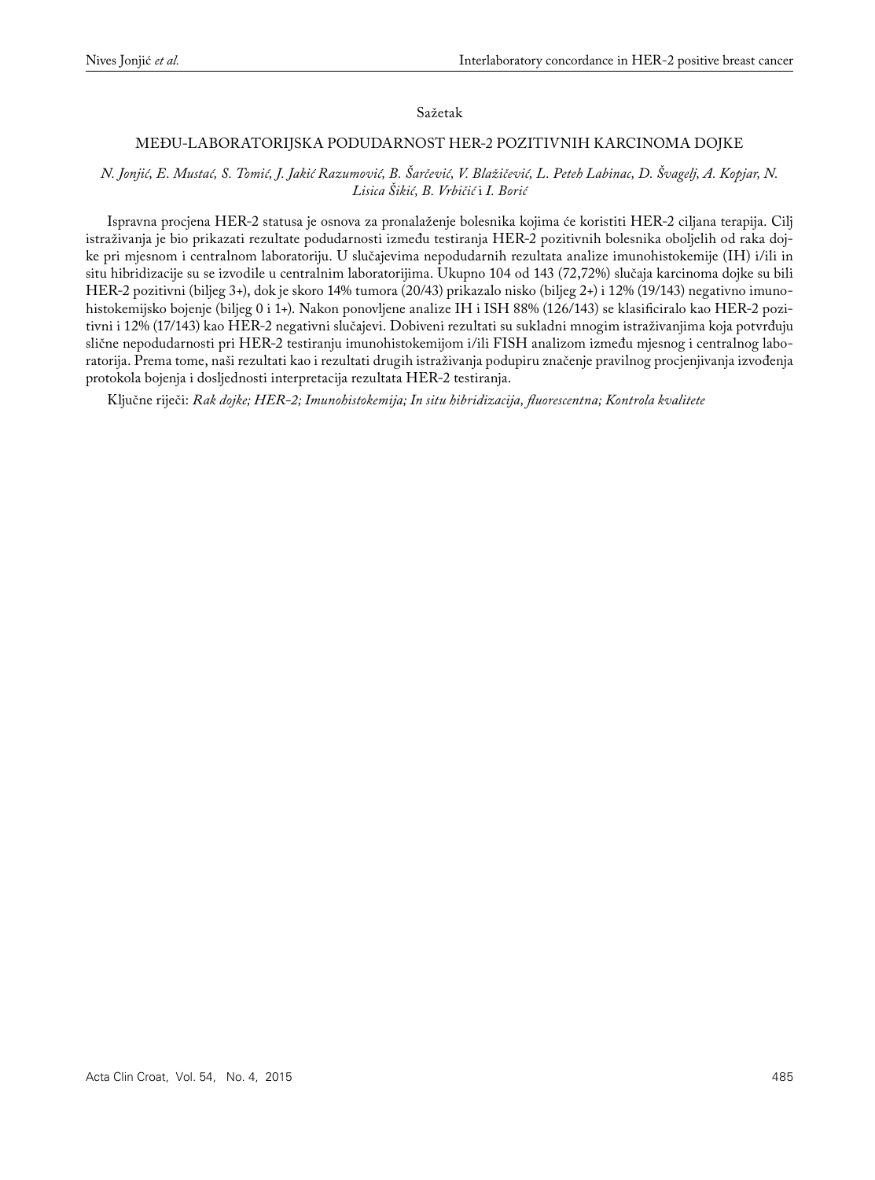## Sažetak

### MEĐU-LABORATORIJSKA PODUDARNOST HER-2 POZITIVNIH KARCINOMA DOJKE

*N. Jonjić, E. Mustać, S. Tomić, J. Jakić Razumović, B. Šarčević, V. Blažičević, L. Peteh Labinac, D. Švagelj, A. Kopjar, N. Lisica Šikić, B. Vrbičić* i *I. Borić*

Ispravna procjena HER-2 statusa je osnova za pronalaženje bolesnika kojima će koristiti HER-2 ciljana terapija. Cilj istraživanja je bio prikazati rezultate podudarnosti između testiranja HER-2 pozitivnih bolesnika oboljelih od raka dojke pri mjesnom i centralnom laboratoriju. U slučajevima nepodudarnih rezultata analize imunohistokemije (IH) i/ili in situ hibridizacije su se izvodile u centralnim laboratorijima. Ukupno 104 od 143 (72,72%) slučaja karcinoma dojke su bili HER-2 pozitivni (biljeg 3+), dok je skoro 14% tumora (20/43) prikazalo nisko (biljeg 2+) i 12% (19/143) negativno imunohistokemijsko bojenje (biljeg 0 i 1+). Nakon ponovljene analize IH i ISH 88% (126/143) se klasificiralo kao HER-2 pozitivni i 12% (17/143) kao HER-2 negativni slučajevi. Dobiveni rezultati su sukladni mnogim istraživanjima koja potvrđuju slične nepodudarnosti pri HER-2 testiranju imunohistokemijom i/ili FISH analizom između mjesnog i centralnog laboratorija. Prema tome, naši rezultati kao i rezultati drugih istraživanja podupiru značenje pravilnog procjenjivanja izvođenja protokola bojenja i dosljednosti interpretacija rezultata HER-2 testiranja.

Ključne riječi: *Rak dojke; HER-2; Imunohistokemija; In situ hibridizacija, fluorescentna; Kontrola kvalitete*